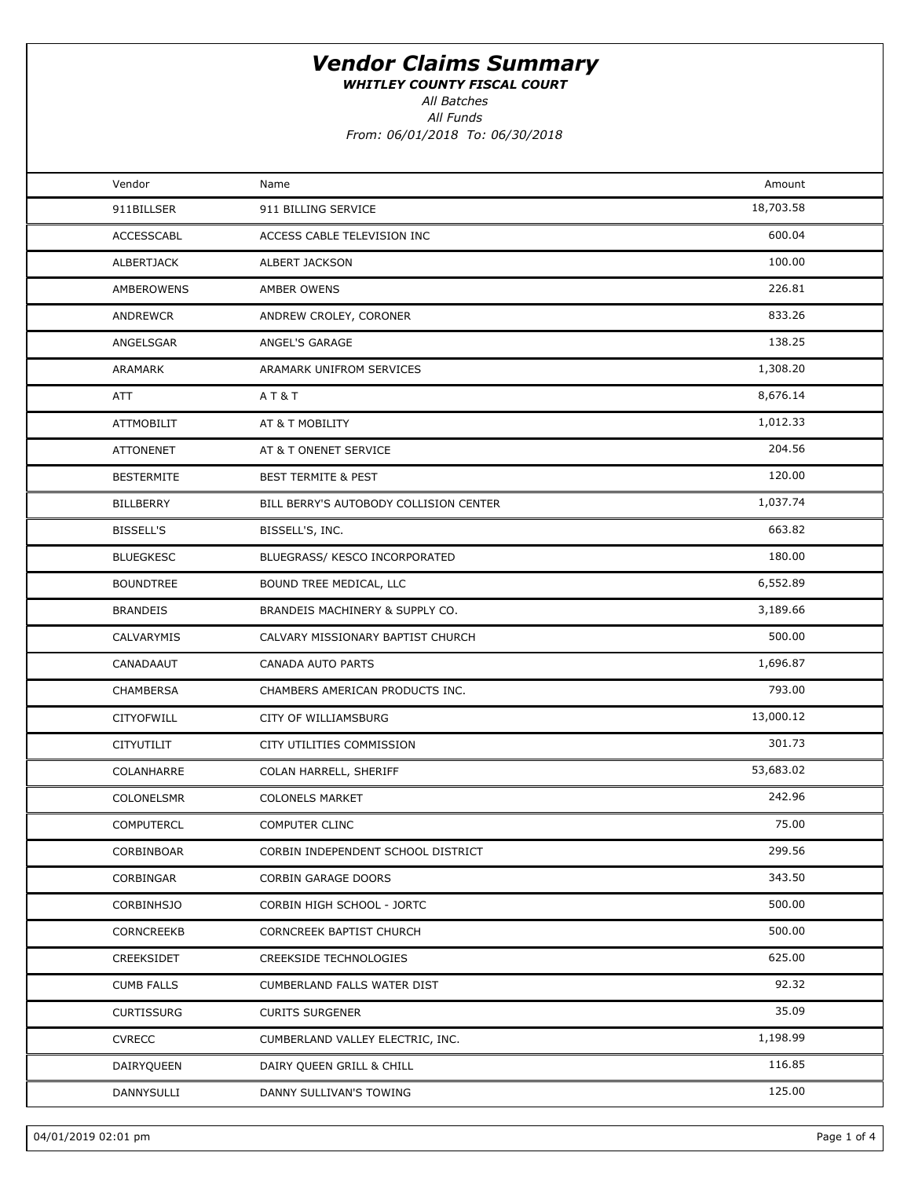# *Vendor Claims Summary*

***WHITLEY COUNTY FISCAL COURT***

*All Batches*

*All Funds*

*From: 06/01/2018 To: 06/30/2018*

| Vendor | Name | Amount |
|---|---|---|
| 911BILLSER | 911 BILLING SERVICE | 18,703.58 |
| ACCESSCABL | ACCESS CABLE TELEVISION INC | 600.04 |
| ALBERTJACK | ALBERT JACKSON | 100.00 |
| AMBEROWENS | AMBER OWENS | 226.81 |
| ANDREWCR | ANDREW CROLEY, CORONER | 833.26 |
| ANGELSGAR | ANGEL'S GARAGE | 138.25 |
| ARAMARK | ARAMARK UNIFROM SERVICES | 1,308.20 |
| ATT | A T & T | 8,676.14 |
| ATTMOBILIT | AT & T MOBILITY | 1,012.33 |
| ATTONENET | AT & T ONENET SERVICE | 204.56 |
| BESTERMITE | BEST TERMITE & PEST | 120.00 |
| BILLBERRY | BILL BERRY'S AUTOBODY COLLISION CENTER | 1,037.74 |
| BISSELL'S | BISSELL'S, INC. | 663.82 |
| BLUEGKESC | BLUEGRASS/ KESCO INCORPORATED | 180.00 |
| BOUNDTREE | BOUND TREE MEDICAL, LLC | 6,552.89 |
| BRANDEIS | BRANDEIS MACHINERY & SUPPLY CO. | 3,189.66 |
| CALVARYMIS | CALVARY MISSIONARY BAPTIST CHURCH | 500.00 |
| CANADAAUT | CANADA AUTO PARTS | 1,696.87 |
| CHAMBERSA | CHAMBERS AMERICAN PRODUCTS INC. | 793.00 |
| CITYOFWILL | CITY OF WILLIAMSBURG | 13,000.12 |
| CITYUTILIT | CITY UTILITIES COMMISSION | 301.73 |
| COLANHARRE | COLAN HARRELL, SHERIFF | 53,683.02 |
| COLONELSMR | COLONELS MARKET | 242.96 |
| COMPUTERCL | COMPUTER CLINC | 75.00 |
| CORBINBOAR | CORBIN INDEPENDENT SCHOOL DISTRICT | 299.56 |
| CORBINGAR | CORBIN GARAGE DOORS | 343.50 |
| CORBINHSJO | CORBIN HIGH SCHOOL - JORTC | 500.00 |
| CORNCREEKB | CORNCREEK BAPTIST CHURCH | 500.00 |
| CREEKSIDET | CREEKSIDE TECHNOLOGIES | 625.00 |
| CUMB FALLS | CUMBERLAND FALLS WATER DIST | 92.32 |
| CURTISSURG | CURITS SURGENER | 35.09 |
| CVRECC | CUMBERLAND VALLEY ELECTRIC, INC. | 1,198.99 |
| DAIRYQUEEN | DAIRY QUEEN GRILL & CHILL | 116.85 |
| DANNYSULLI | DANNY SULLIVAN'S TOWING | 125.00 |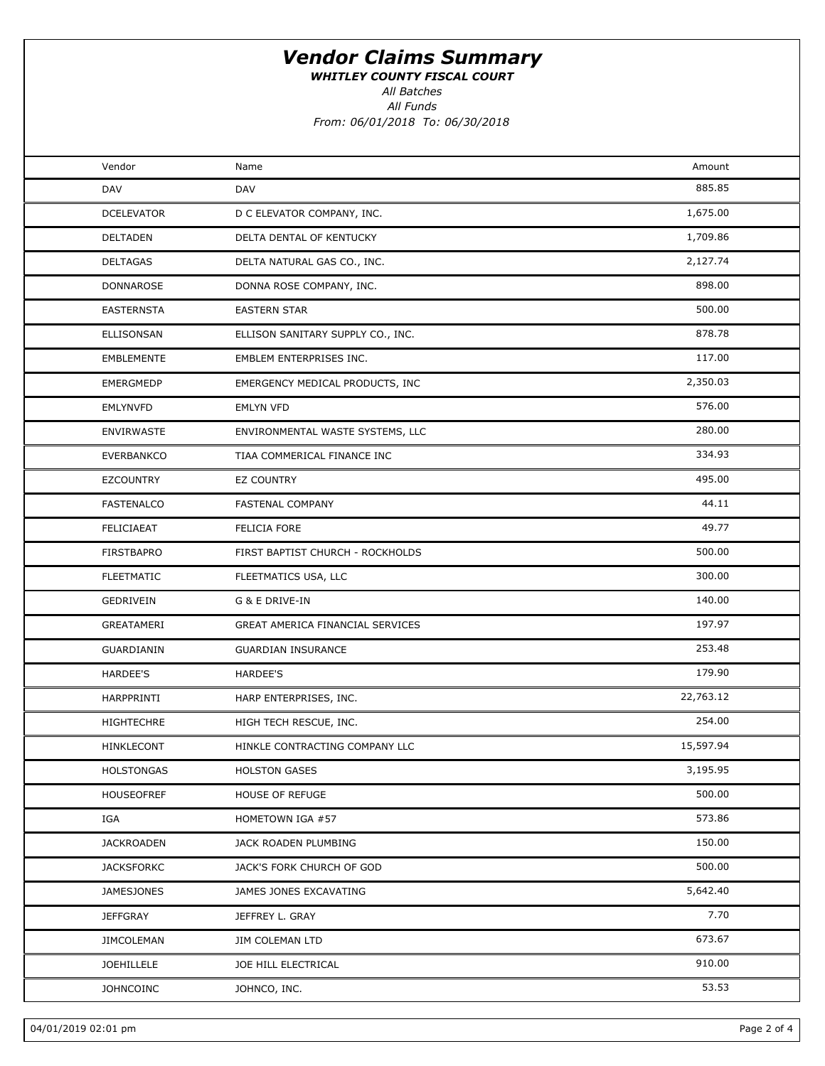# *Vendor Claims Summary*

***WHITLEY COUNTY FISCAL COURT***

*All Batches*

*All Funds*

*From: 06/01/2018 To: 06/30/2018*

| Vendor | Name | Amount |
|---|---|---|
| DAV | DAV | 885.85 |
| DCELEVATOR | D C ELEVATOR COMPANY, INC. | 1,675.00 |
| DELTADEN | DELTA DENTAL OF KENTUCKY | 1,709.86 |
| DELTAGAS | DELTA NATURAL GAS CO., INC. | 2,127.74 |
| DONNAROSE | DONNA ROSE COMPANY, INC. | 898.00 |
| EASTERNSTA | EASTERN STAR | 500.00 |
| ELLISONSAN | ELLISON SANITARY SUPPLY CO., INC. | 878.78 |
| EMBLEMENTE | EMBLEM ENTERPRISES INC. | 117.00 |
| EMERGMEDP | EMERGENCY MEDICAL PRODUCTS, INC | 2,350.03 |
| EMLYNVFD | EMLYN VFD | 576.00 |
| ENVIRWASTE | ENVIRONMENTAL WASTE SYSTEMS, LLC | 280.00 |
| EVERBANKCO | TIAA COMMERICAL FINANCE INC | 334.93 |
| EZCOUNTRY | EZ COUNTRY | 495.00 |
| FASTENALCO | FASTENAL COMPANY | 44.11 |
| FELICIAEAT | FELICIA FORE | 49.77 |
| FIRSTBAPRO | FIRST BAPTIST CHURCH - ROCKHOLDS | 500.00 |
| FLEETMATIC | FLEETMATICS USA, LLC | 300.00 |
| GEDRIVEIN | G & E DRIVE-IN | 140.00 |
| GREATAMERI | GREAT AMERICA FINANCIAL SERVICES | 197.97 |
| GUARDIANIN | GUARDIAN INSURANCE | 253.48 |
| HARDEE'S | HARDEE'S | 179.90 |
| HARPPRINTI | HARP ENTERPRISES, INC. | 22,763.12 |
| HIGHTECHRE | HIGH TECH RESCUE, INC. | 254.00 |
| HINKLECONT | HINKLE CONTRACTING COMPANY LLC | 15,597.94 |
| HOLSTONGAS | HOLSTON GASES | 3,195.95 |
| HOUSEOFREF | HOUSE OF REFUGE | 500.00 |
| IGA | HOMETOWN IGA #57 | 573.86 |
| JACKROADEN | JACK ROADEN PLUMBING | 150.00 |
| JACKSFORKC | JACK'S FORK CHURCH OF GOD | 500.00 |
| JAMESJONES | JAMES JONES EXCAVATING | 5,642.40 |
| JEFFGRAY | JEFFREY L. GRAY | 7.70 |
| JIMCOLEMAN | JIM COLEMAN LTD | 673.67 |
| JOEHILLELE | JOE HILL ELECTRICAL | 910.00 |
| JOHNCOINC | JOHNCO, INC. | 53.53 |

04/01/2019 02:01 pm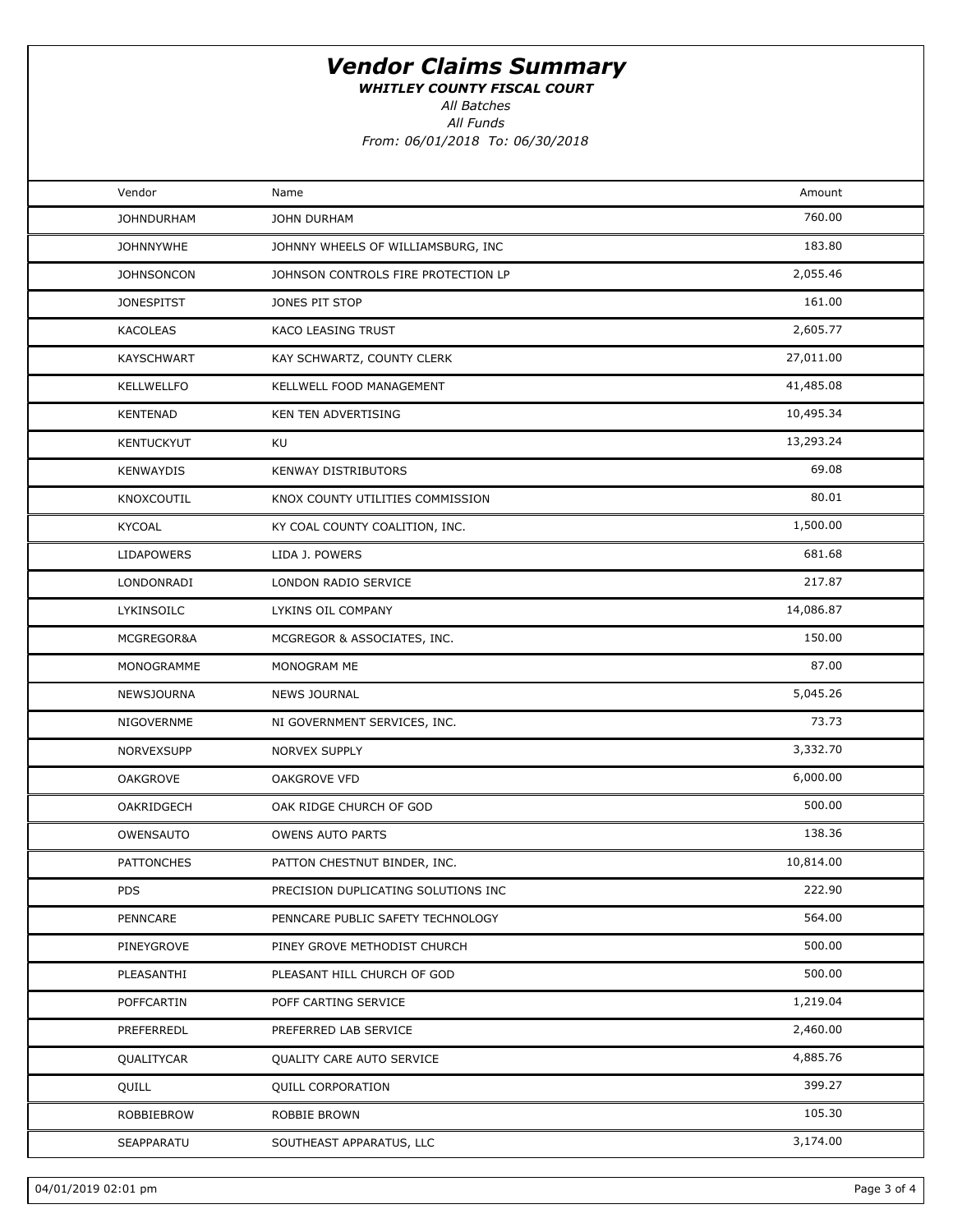# Vendor Claims Summary

***WHITLEY COUNTY FISCAL COURT***

*All Batches*

*All Funds*

*From: 06/01/2018 To: 06/30/2018*

| Vendor | Name | Amount |
|---|---|---|
| JOHNDURHAM | JOHN DURHAM | 760.00 |
| JOHNNYWHE | JOHNNY WHEELS OF WILLIAMSBURG, INC | 183.80 |
| JOHNSONCON | JOHNSON CONTROLS FIRE PROTECTION LP | 2,055.46 |
| JONESPITST | JONES PIT STOP | 161.00 |
| KACOLEAS | KACO LEASING TRUST | 2,605.77 |
| KAYSCHWART | KAY SCHWARTZ, COUNTY CLERK | 27,011.00 |
| KELLWELLFO | KELLWELL FOOD MANAGEMENT | 41,485.08 |
| KENTENAD | KEN TEN ADVERTISING | 10,495.34 |
| KENTUCKYUT | KU | 13,293.24 |
| KENWAYDIS | KENWAY DISTRIBUTORS | 69.08 |
| KNOXCOUTIL | KNOX COUNTY UTILITIES COMMISSION | 80.01 |
| KYCOAL | KY COAL COUNTY COALITION, INC. | 1,500.00 |
| LIDAPOWERS | LIDA J. POWERS | 681.68 |
| LONDONRADI | LONDON RADIO SERVICE | 217.87 |
| LYKINSOILC | LYKINS OIL COMPANY | 14,086.87 |
| MCGREGOR&A | MCGREGOR & ASSOCIATES, INC. | 150.00 |
| MONOGRAMME | MONOGRAM ME | 87.00 |
| NEWSJOURNA | NEWS JOURNAL | 5,045.26 |
| NIGOVERNME | NI GOVERNMENT SERVICES, INC. | 73.73 |
| NORVEXSUPP | NORVEX SUPPLY | 3,332.70 |
| OAKGROVE | OAKGROVE VFD | 6,000.00 |
| OAKRIDGECH | OAK RIDGE CHURCH OF GOD | 500.00 |
| OWENSAUTO | OWENS AUTO PARTS | 138.36 |
| PATTONCHES | PATTON CHESTNUT BINDER, INC. | 10,814.00 |
| PDS | PRECISION DUPLICATING SOLUTIONS INC | 222.90 |
| PENNCARE | PENNCARE PUBLIC SAFETY TECHNOLOGY | 564.00 |
| PINEYGROVE | PINEY GROVE METHODIST CHURCH | 500.00 |
| PLEASANTHI | PLEASANT HILL CHURCH OF GOD | 500.00 |
| POFFCARTIN | POFF CARTING SERVICE | 1,219.04 |
| PREFERREDL | PREFERRED LAB SERVICE | 2,460.00 |
| QUALITYCAR | QUALITY CARE AUTO SERVICE | 4,885.76 |
| QUILL | QUILL CORPORATION | 399.27 |
| ROBBIEBROW | ROBBIE BROWN | 105.30 |
| SEAPPARATU | SOUTHEAST APPARATUS, LLC | 3,174.00 |

04/01/2019 02:01 pm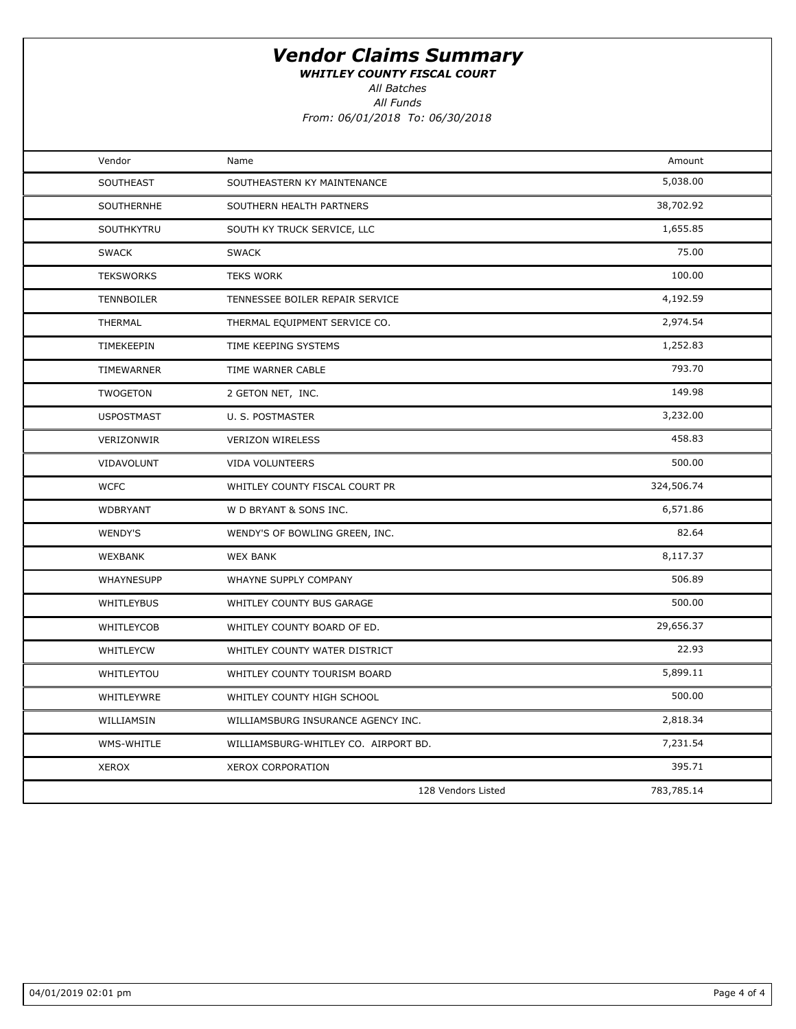# *Vendor Claims Summary*

***WHITLEY COUNTY FISCAL COURT***

*All Batches*

*All Funds*

*From: 06/01/2018 To: 06/30/2018*

| Vendor | Name | Amount |
|---|---|---|
| SOUTHEAST | SOUTHEASTERN KY MAINTENANCE | 5,038.00 |
| SOUTHERNHE | SOUTHERN HEALTH PARTNERS | 38,702.92 |
| SOUTHKYTRU | SOUTH KY TRUCK SERVICE, LLC | 1,655.85 |
| SWACK | SWACK | 75.00 |
| TEKSWORKS | TEKS WORK | 100.00 |
| TENNBOILER | TENNESSEE BOILER REPAIR SERVICE | 4,192.59 |
| THERMAL | THERMAL EQUIPMENT SERVICE CO. | 2,974.54 |
| TIMEKEEPIN | TIME KEEPING SYSTEMS | 1,252.83 |
| TIMEWARNER | TIME WARNER CABLE | 793.70 |
| TWOGETON | 2 GETON NET, INC. | 149.98 |
| USPOSTMAST | U. S. POSTMASTER | 3,232.00 |
| VERIZONWIR | VERIZON WIRELESS | 458.83 |
| VIDAVOLUNT | VIDA VOLUNTEERS | 500.00 |
| WCFC | WHITLEY COUNTY FISCAL COURT PR | 324,506.74 |
| WDBRYANT | W D BRYANT & SONS INC. | 6,571.86 |
| WENDY'S | WENDY'S OF BOWLING GREEN, INC. | 82.64 |
| WEXBANK | WEX BANK | 8,117.37 |
| WHAYNESUPP | WHAYNE SUPPLY COMPANY | 506.89 |
| WHITLEYBUS | WHITLEY COUNTY BUS GARAGE | 500.00 |
| WHITLEYCOB | WHITLEY COUNTY BOARD OF ED. | 29,656.37 |
| WHITLEYCW | WHITLEY COUNTY WATER DISTRICT | 22.93 |
| WHITLEYTOU | WHITLEY COUNTY TOURISM BOARD | 5,899.11 |
| WHITLEYWRE | WHITLEY COUNTY HIGH SCHOOL | 500.00 |
| WILLIAMSIN | WILLIAMSBURG INSURANCE AGENCY INC. | 2,818.34 |
| WMS-WHITLE | WILLIAMSBURG-WHITLEY CO. AIRPORT BD. | 7,231.54 |
| XEROX | XEROX CORPORATION | 395.71 |
| | 128 Vendors Listed | 783,785.14 |

04/01/2019 02:01 pm